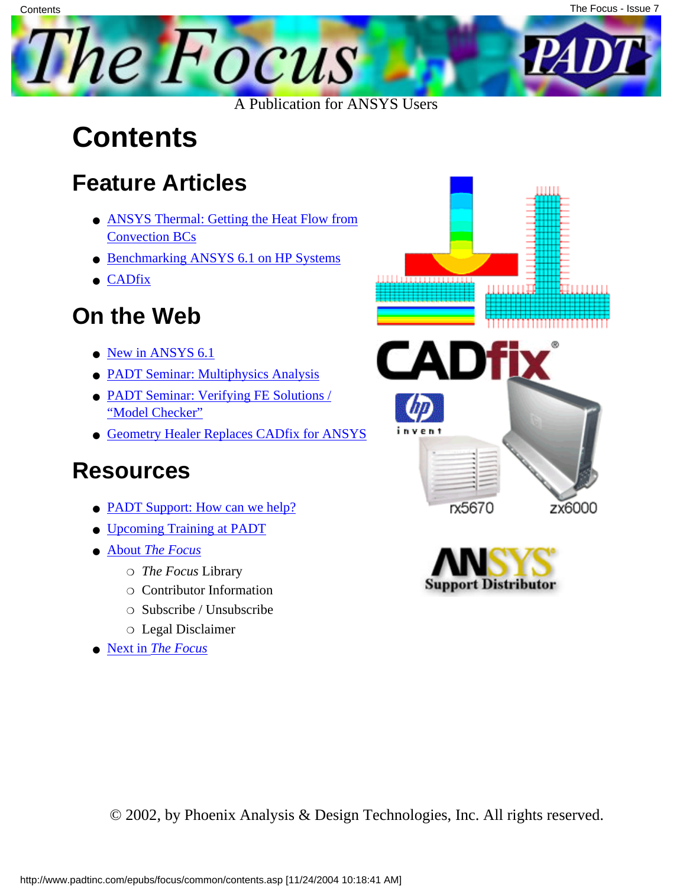# The Focus

A Publication for ANSYS Users

# Contents

## Feature Articles

- ANSYS Thermal: Getting the Heat Flow from Convection BCs
- Benchmarking ANSYS 6.1 on HP Systems
- CADfix

## On the Web

- New in ANSYS 6.1
- PADT Seminar: Multiphysics Analysis
- PADT Seminar: Verifying FE Solutions / "Model Checker"
- Geometry Healer Replaces CADfix for ANSYS

## Resources

- PADT Support: How can we help?
- Upcoming Training at PADT
- About *The Focus*
  - *The Focus* Library
  - Contributor Information
  - Subscribe / Unsubscribe
  - Legal Disclaimer
- Next in *The Focus*

© 2002, by Phoenix Analysis & Design Technologies, Inc. All rights reserved.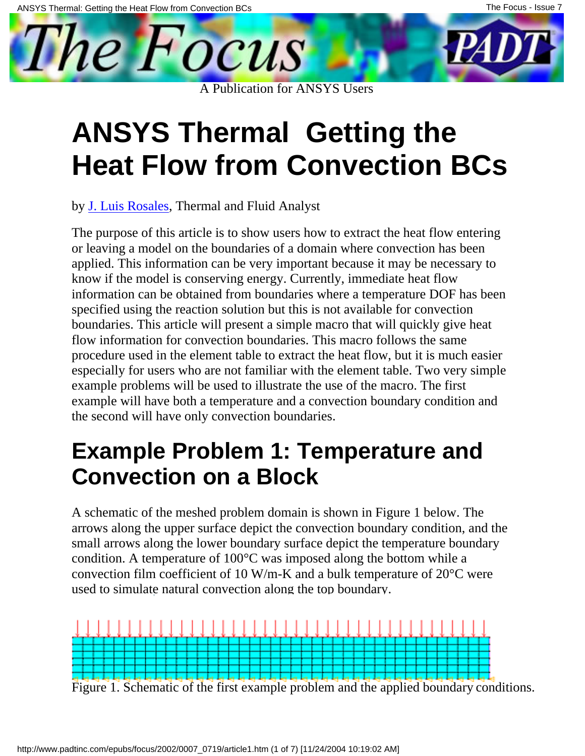# ANSYS Thermal Getting the Heat Flow from Convection BCs

by J. Luis Rosales, Thermal and Fluid Analyst

The purpose of this article is to show users how to extract the heat flow entering or leaving a model on the boundaries of a domain where convection has been applied. This information can be very important because it may be necessary to know if the model is conserving energy. Currently, immediate heat flow information can be obtained from boundaries where a temperature DOF has been specified using the reaction solution but this is not available for convection boundaries. This article will present a simple macro that will quickly give heat flow information for convection boundaries. This macro follows the same procedure used in the element table to extract the heat flow, but it is much easier especially for users who are not familiar with the element table. Two very simple example problems will be used to illustrate the use of the macro. The first example will have both a temperature and a convection boundary condition and the second will have only convection boundaries.

## Example Problem 1: Temperature and Convection on a Block

A schematic of the meshed problem domain is shown in Figure 1 below. The arrows along the upper surface depict the convection boundary condition, and the small arrows along the lower boundary surface depict the temperature boundary condition. A temperature of 100°C was imposed along the bottom while a convection film coefficient of 10 W/m-K and a bulk temperature of 20°C were used to simulate natural convection along the top boundary.

Figure 1. Schematic of the first example problem and the applied boundary conditions.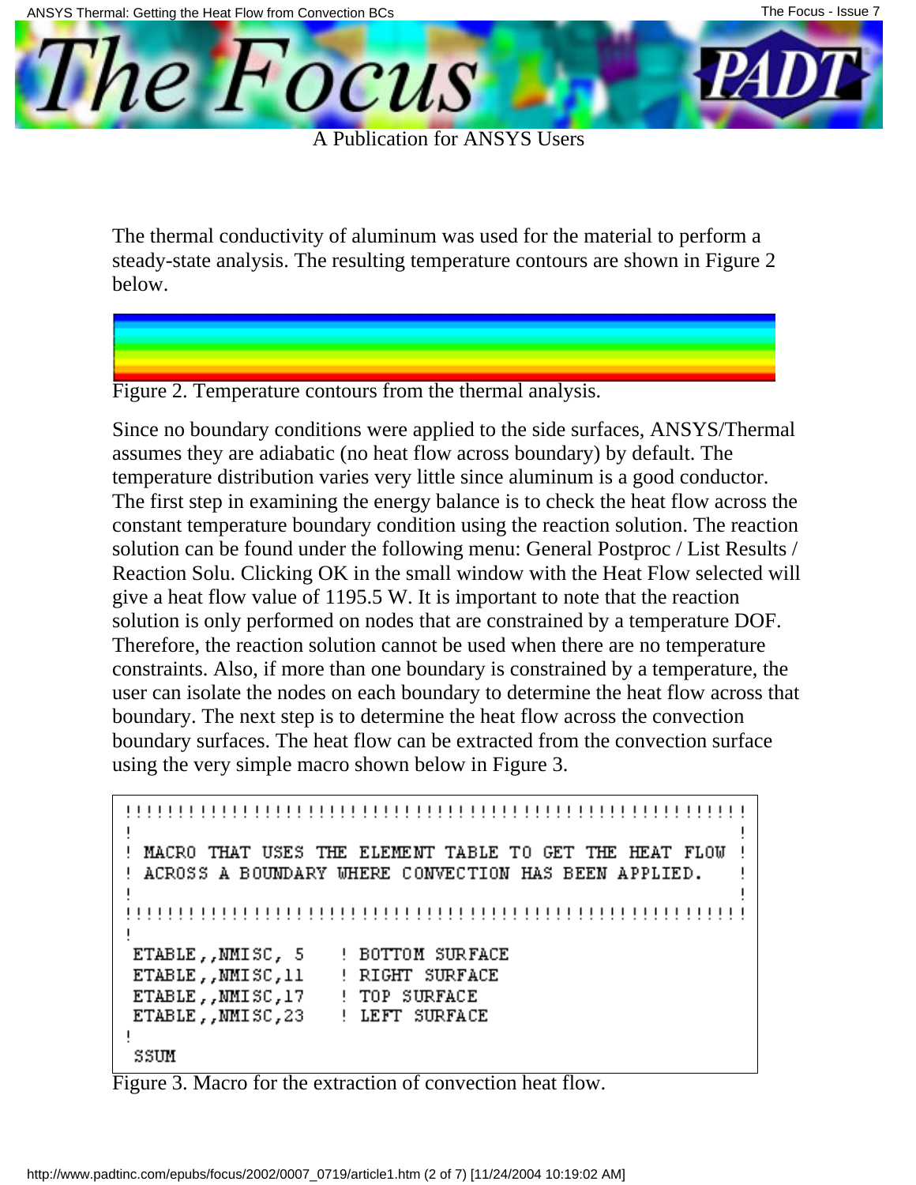The thermal conductivity of aluminum was used for the material to perform a steady-state analysis. The resulting temperature contours are shown in Figure 2 below.

Figure 2. Temperature contours from the thermal analysis.

Since no boundary conditions were applied to the side surfaces, ANSYS/Thermal assumes they are adiabatic (no heat flow across boundary) by default. The temperature distribution varies very little since aluminum is a good conductor. The first step in examining the energy balance is to check the heat flow across the constant temperature boundary condition using the reaction solution. The reaction solution can be found under the following menu: General Postproc / List Results / Reaction Solu. Clicking OK in the small window with the Heat Flow selected will give a heat flow value of 1195.5 W. It is important to note that the reaction solution is only performed on nodes that are constrained by a temperature DOF. Therefore, the reaction solution cannot be used when there are no temperature constraints. Also, if more than one boundary is constrained by a temperature, the user can isolate the nodes on each boundary to determine the heat flow across that boundary. The next step is to determine the heat flow across the convection boundary surfaces. The heat flow can be extracted from the convection surface using the very simple macro shown below in Figure 3.

```
!!!!!!!!!!!!!!!!!!!!!!!!!!!!!!!!!!!!!!!!!!!!!!!!!!!!!!!!
!                                                      !
! MACRO THAT USES THE ELEMENT TABLE TO GET THE HEAT FLOW !
! ACROSS A BOUNDARY WHERE CONVECTION HAS BEEN APPLIED.   !
!                                                      !
!!!!!!!!!!!!!!!!!!!!!!!!!!!!!!!!!!!!!!!!!!!!!!!!!!!!!!!!
!
 ETABLE,,NMISC, 5    ! BOTTOM SURFACE
 ETABLE,,NMISC,11    ! RIGHT SURFACE
 ETABLE,,NMISC,17    ! TOP SURFACE
 ETABLE,,NMISC,23    ! LEFT SURFACE
!
 SSUM
```

Figure 3. Macro for the extraction of convection heat flow.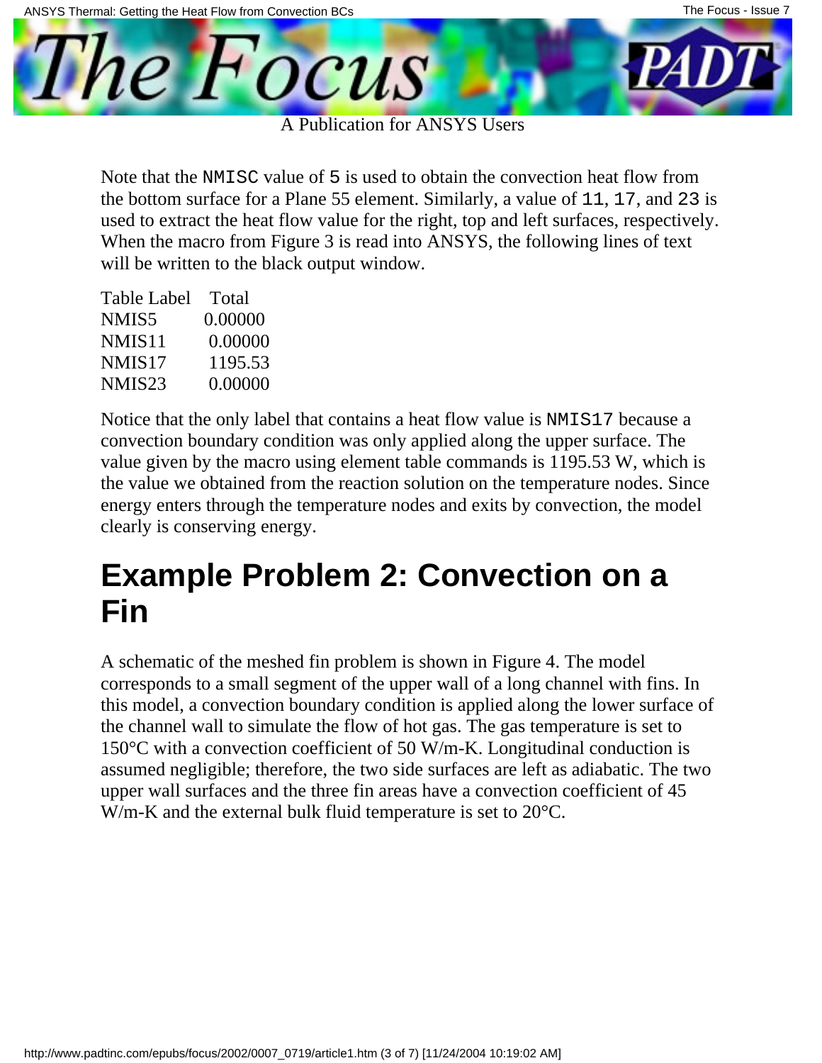Note that the `NMISC` value of `5` is used to obtain the convection heat flow from the bottom surface for a Plane 55 element. Similarly, a value of `11`, `17`, and `23` is used to extract the heat flow value for the right, top and left surfaces, respectively. When the macro from Figure 3 is read into ANSYS, the following lines of text will be written to the black output window.

| Table Label | Total |
| --- | --- |
| NMIS5 | 0.00000 |
| NMIS11 | 0.00000 |
| NMIS17 | 1195.53 |
| NMIS23 | 0.00000 |

Notice that the only label that contains a heat flow value is `NMIS17` because a convection boundary condition was only applied along the upper surface. The value given by the macro using element table commands is 1195.53 W, which is the value we obtained from the reaction solution on the temperature nodes. Since energy enters through the temperature nodes and exits by convection, the model clearly is conserving energy.

# Example Problem 2: Convection on a Fin

A schematic of the meshed fin problem is shown in Figure 4. The model corresponds to a small segment of the upper wall of a long channel with fins. In this model, a convection boundary condition is applied along the lower surface of the channel wall to simulate the flow of hot gas. The gas temperature is set to 150°C with a convection coefficient of 50 W/m-K. Longitudinal conduction is assumed negligible; therefore, the two side surfaces are left as adiabatic. The two upper wall surfaces and the three fin areas have a convection coefficient of 45 W/m-K and the external bulk fluid temperature is set to 20°C.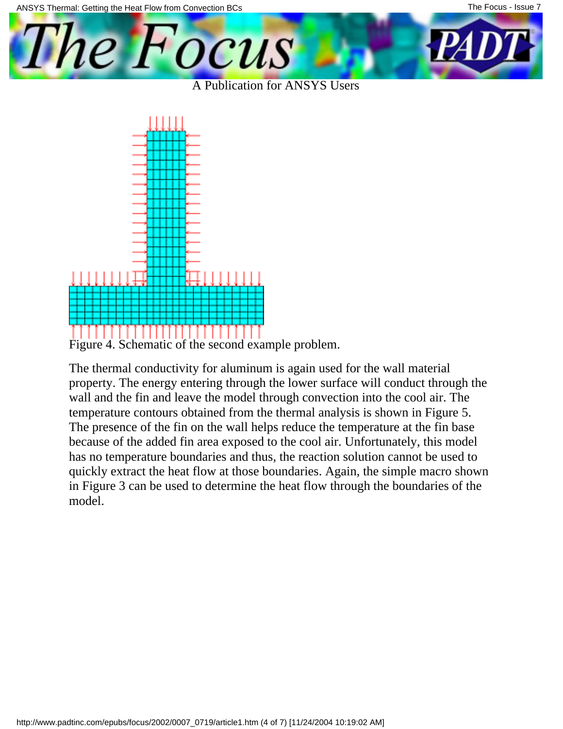Figure 4. Schematic of the second example problem.

The thermal conductivity for aluminum is again used for the wall material property. The energy entering through the lower surface will conduct through the wall and the fin and leave the model through convection into the cool air. The temperature contours obtained from the thermal analysis is shown in Figure 5. The presence of the fin on the wall helps reduce the temperature at the fin base because of the added fin area exposed to the cool air. Unfortunately, this model has no temperature boundaries and thus, the reaction solution cannot be used to quickly extract the heat flow at those boundaries. Again, the simple macro shown in Figure 3 can be used to determine the heat flow through the boundaries of the model.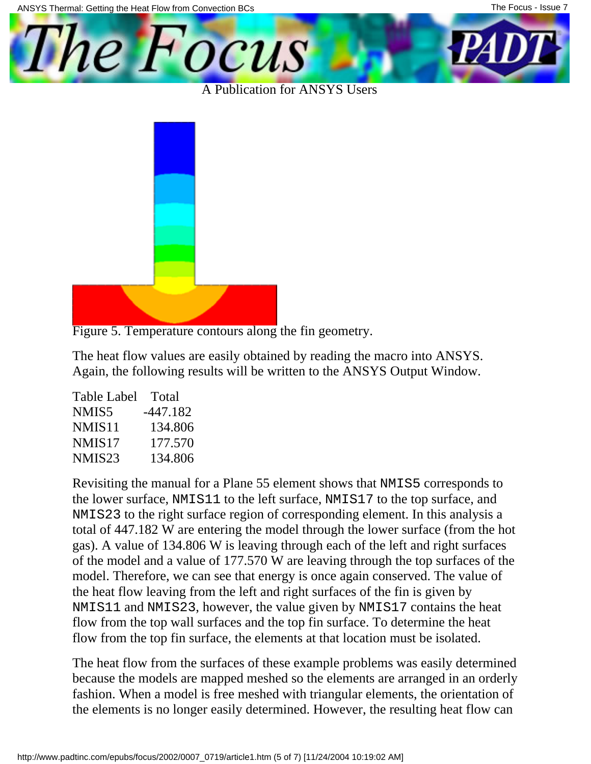Figure 5. Temperature contours along the fin geometry.

The heat flow values are easily obtained by reading the macro into ANSYS. Again, the following results will be written to the ANSYS Output Window.

| Table Label | Total |
|---|---|
| NMIS5 | -447.182 |
| NMIS11 | 134.806 |
| NMIS17 | 177.570 |
| NMIS23 | 134.806 |

Revisiting the manual for a Plane 55 element shows that `NMIS5` corresponds to the lower surface, `NMIS11` to the left surface, `NMIS17` to the top surface, and `NMIS23` to the right surface region of corresponding element. In this analysis a total of 447.182 W are entering the model through the lower surface (from the hot gas). A value of 134.806 W is leaving through each of the left and right surfaces of the model and a value of 177.570 W are leaving through the top surfaces of the model. Therefore, we can see that energy is once again conserved. The value of the heat flow leaving from the left and right surfaces of the fin is given by `NMIS11` and `NMIS23`, however, the value given by `NMIS17` contains the heat flow from the top wall surfaces and the top fin surface. To determine the heat flow from the top fin surface, the elements at that location must be isolated.

The heat flow from the surfaces of these example problems was easily determined because the models are mapped meshed so the elements are arranged in an orderly fashion. When a model is free meshed with triangular elements, the orientation of the elements is no longer easily determined. However, the resulting heat flow can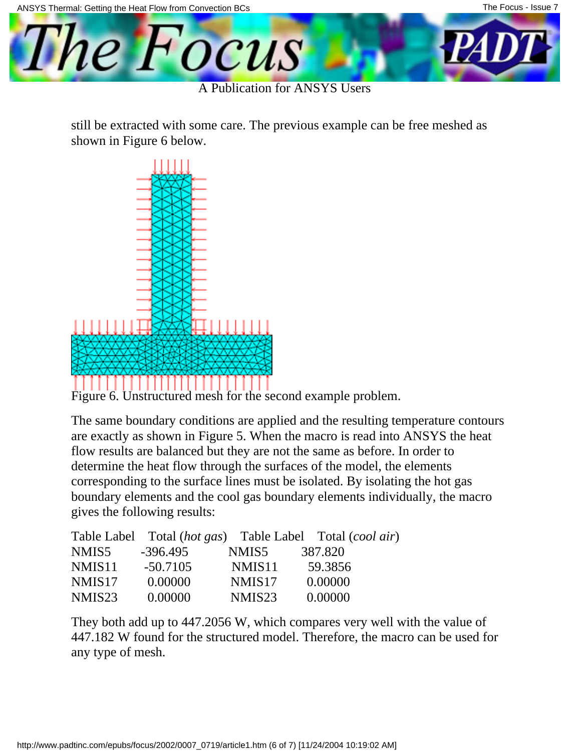still be extracted with some care. The previous example can be free meshed as shown in Figure 6 below.

Figure 6. Unstructured mesh for the second example problem.

The same boundary conditions are applied and the resulting temperature contours are exactly as shown in Figure 5. When the macro is read into ANSYS the heat flow results are balanced but they are not the same as before. In order to determine the heat flow through the surfaces of the model, the elements corresponding to the surface lines must be isolated. By isolating the hot gas boundary elements and the cool gas boundary elements individually, the macro gives the following results:

| Table Label | Total (*hot gas*) | Table Label | Total (*cool air*) |
|---|---|---|---|
| NMIS5 | -396.495 | NMIS5 | 387.820 |
| NMIS11 | -50.7105 | NMIS11 | 59.3856 |
| NMIS17 | 0.00000 | NMIS17 | 0.00000 |
| NMIS23 | 0.00000 | NMIS23 | 0.00000 |

They both add up to 447.2056 W, which compares very well with the value of 447.182 W found for the structured model. Therefore, the macro can be used for any type of mesh.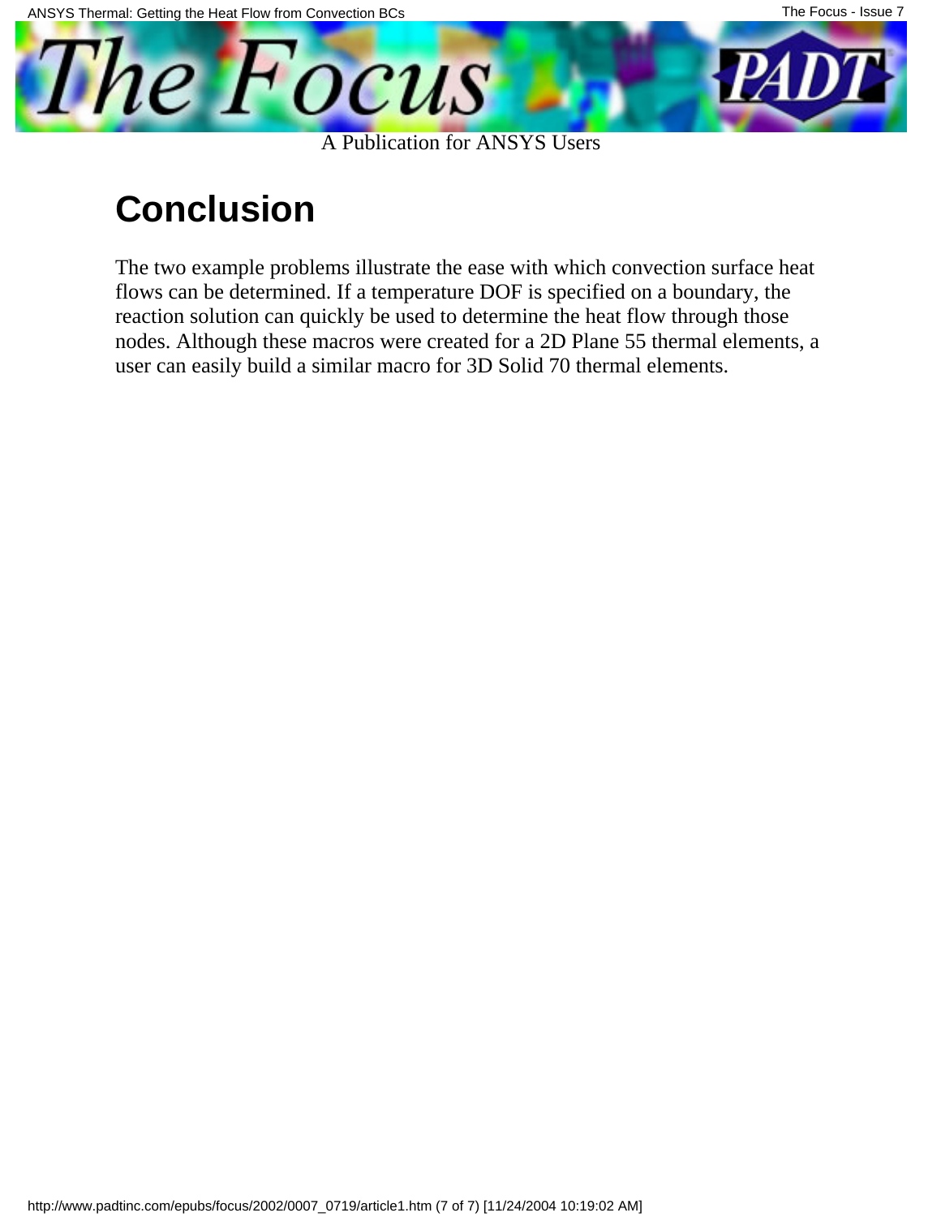## Conclusion

The two example problems illustrate the ease with which convection surface heat flows can be determined. If a temperature DOF is specified on a boundary, the reaction solution can quickly be used to determine the heat flow through those nodes. Although these macros were created for a 2D Plane 55 thermal elements, a user can easily build a similar macro for 3D Solid 70 thermal elements.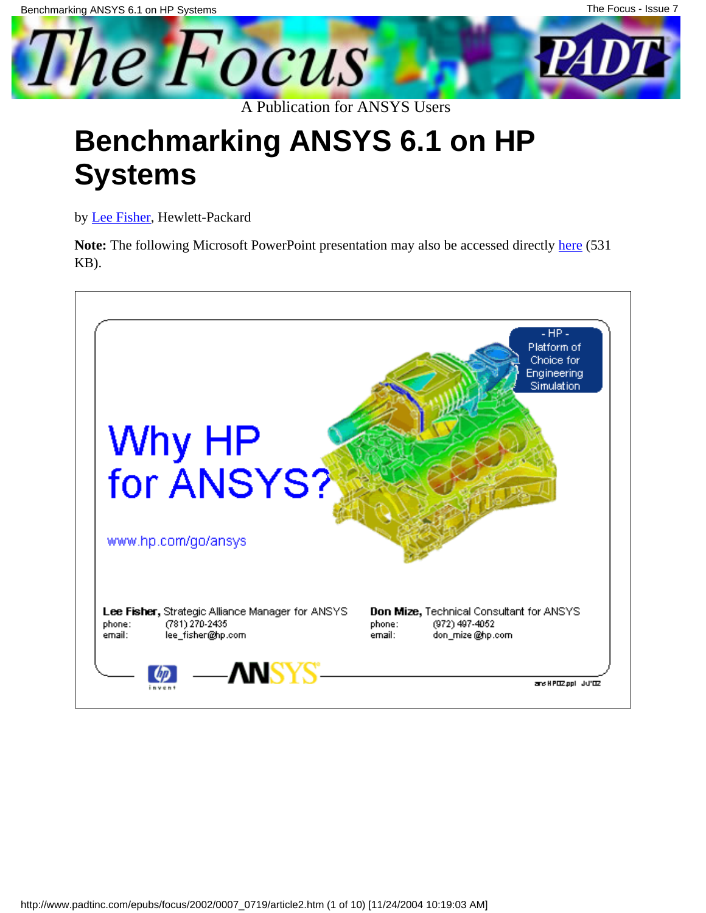# Benchmarking ANSYS 6.1 on HP Systems

by Lee Fisher, Hewlett-Packard

**Note:** The following Microsoft PowerPoint presentation may also be accessed directly here (531 KB).

- HP -
Platform of Choice for Engineering Simulation

Why HP for ANSYS?

www.hp.com/go/ansys

**Lee Fisher,** Strategic Alliance Manager for ANSYS
phone: (781) 270-2435
email: lee_fisher@hp.com

**Don Mize,** Technical Consultant for ANSYS
phone: (972) 497-4052
email: don_mize@hp.com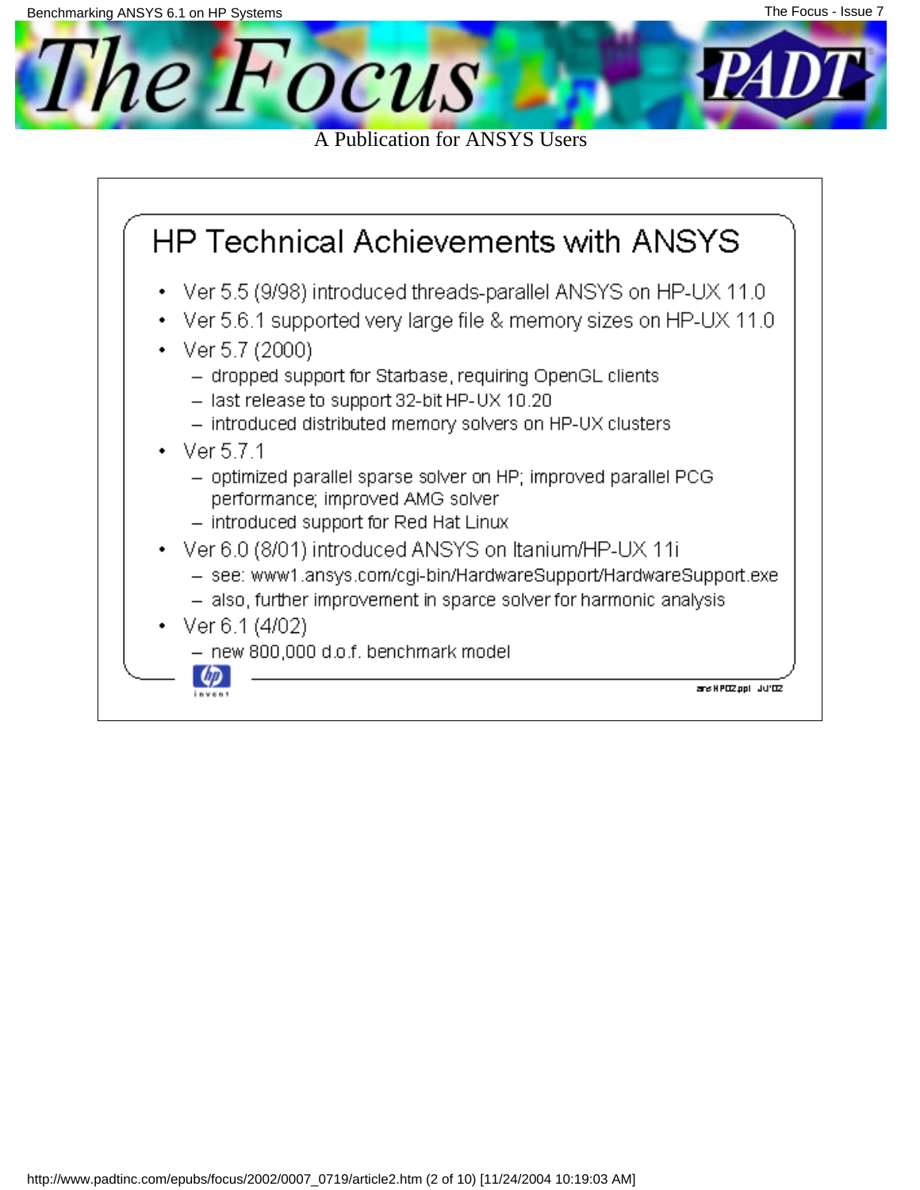## HP Technical Achievements with ANSYS

- Ver 5.5 (9/98) introduced threads-parallel ANSYS on HP-UX 11.0
- Ver 5.6.1 supported very large file & memory sizes on HP-UX 11.0
- Ver 5.7 (2000)
  - dropped support for Starbase, requiring OpenGL clients
  - last release to support 32-bit HP-UX 10.20
  - introduced distributed memory solvers on HP-UX clusters
- Ver 5.7.1
  - optimized parallel sparse solver on HP; improved parallel PCG performance; improved AMG solver
  - introduced support for Red Hat Linux
- Ver 6.0 (8/01) introduced ANSYS on Itanium/HP-UX 11i
  - see: www1.ansys.com/cgi-bin/HardwareSupport/HardwareSupport.exe
  - also, further improvement in sparce solver for harmonic analysis
- Ver 6.1 (4/02)
  - new 800,000 d.o.f. benchmark model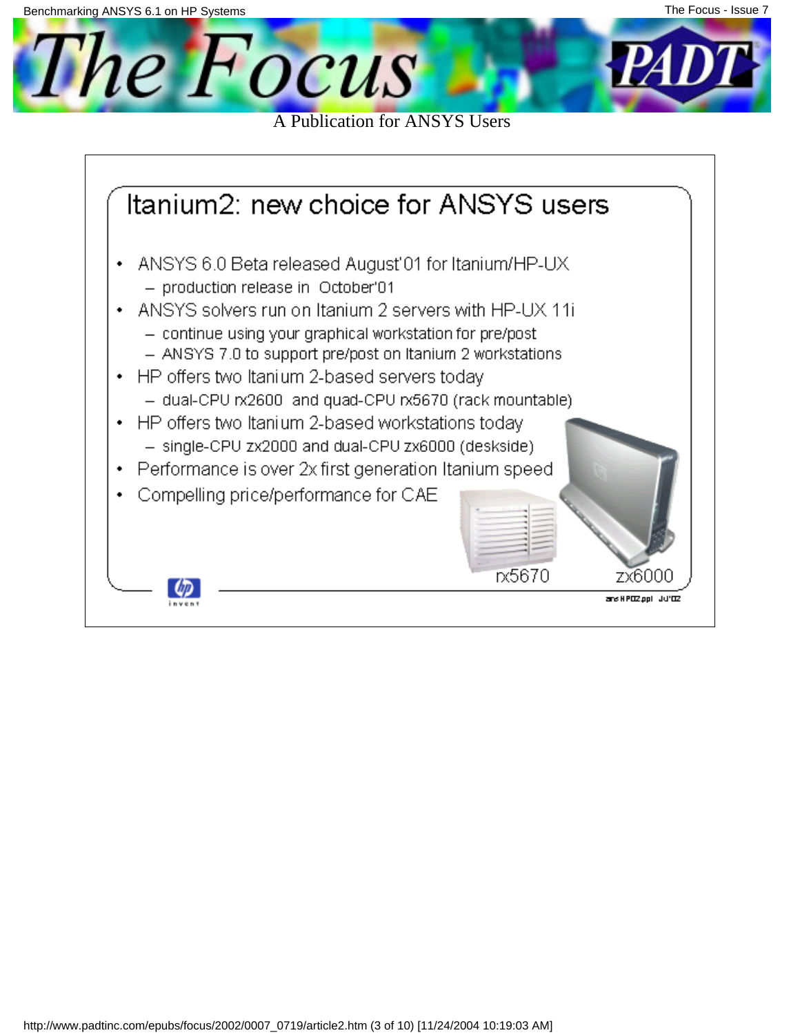A Publication for ANSYS Users

## Itanium2: new choice for ANSYS users

- ANSYS 6.0 Beta released August'01 for Itanium/HP-UX
  - production release in October'01
- ANSYS solvers run on Itanium 2 servers with HP-UX 11i
  - continue using your graphical workstation for pre/post
  - ANSYS 7.0 to support pre/post on Itanium 2 workstations
- HP offers two Itanium 2-based servers today
  - dual-CPU rx2600 and quad-CPU rx5670 (rack mountable)
- HP offers two Itanium 2-based workstations today
  - single-CPU zx2000 and dual-CPU zx6000 (deskside)
- Performance is over 2x first generation Itanium speed
- Compelling price/performance for CAE

rx5670 zx6000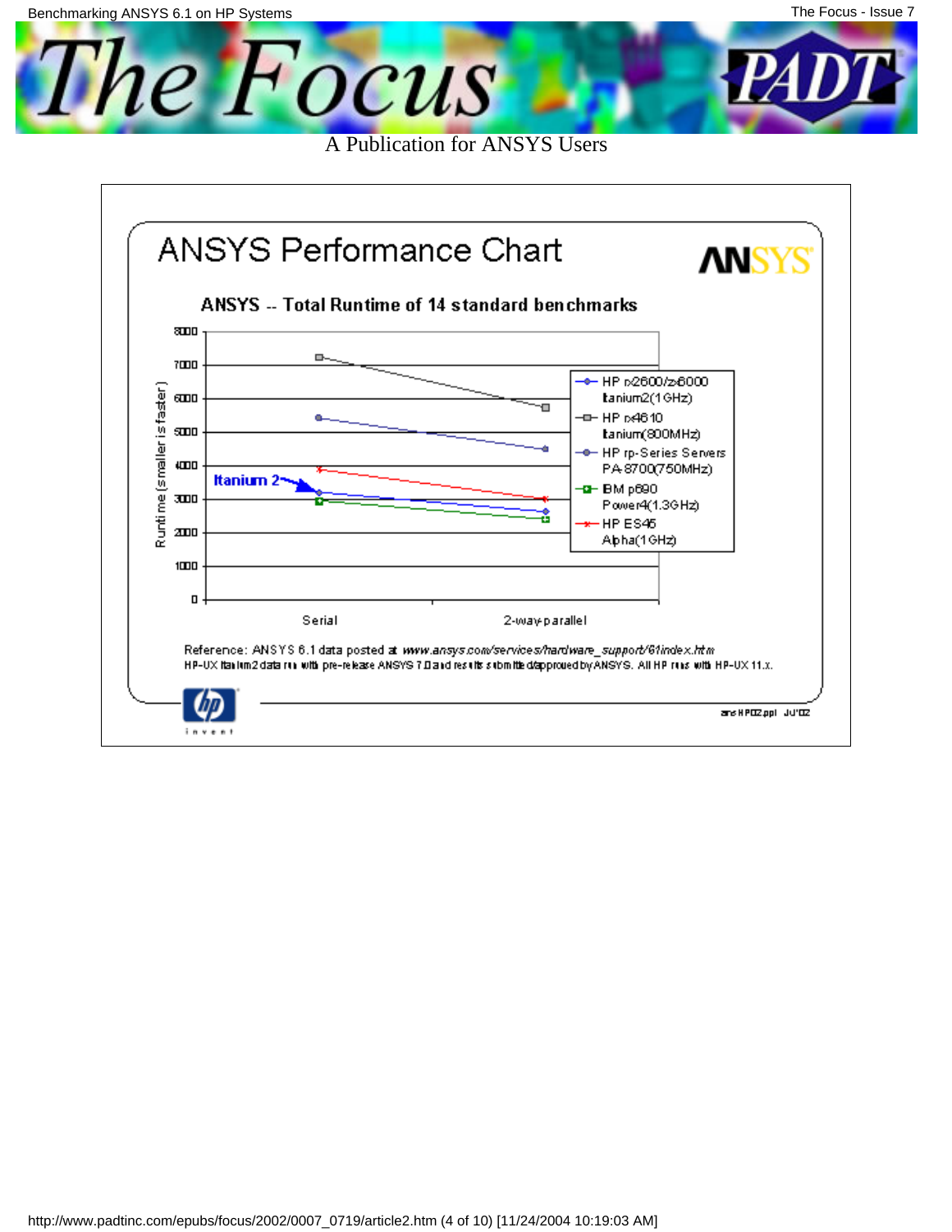## ANSYS Performance Chart

**ANSYS -- Total Runtime of 14 standard benchmarks**

Runtime (smaller is faster)

Itanium 2

Serial | 2-way-parallel

- HP rx2600/zx6000 Itanium2(1GHz)
- HP rx4610 Itanium(800MHz)
- HP rp-Series Servers PA-8700(750MHz)
- IBM p690 Power4(1.3GHz)
- HP ES45 Alpha(1GHz)

Reference: ANSYS 6.1 data posted at *www.ansys.com/services/hardware_support/61index.htm*

HP-UX Itanium2 data run with pre-release ANSYS 7.0 and results submitted/approved by ANSYS. All HP runs with HP-UX 11.x.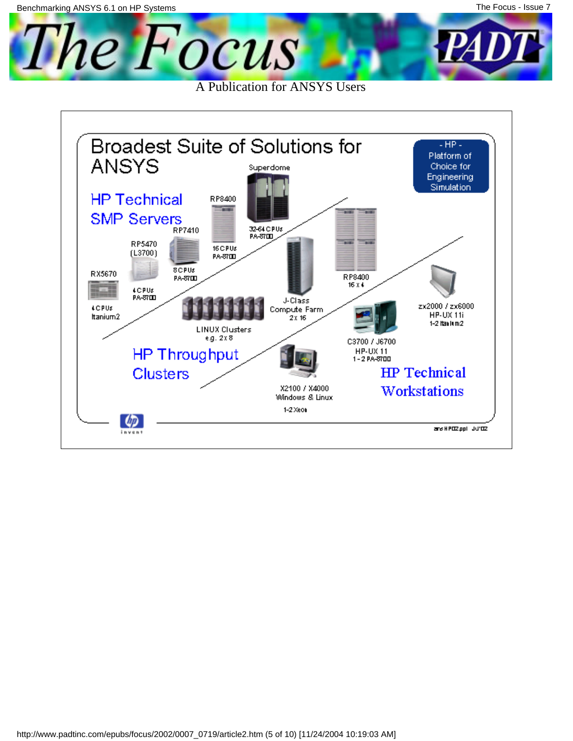## Broadest Suite of Solutions for ANSYS

**- HP - Platform of Choice for Engineering Simulation**

### HP Technical SMP Servers

- Superdome: 32-64 CPUs PA-8700
- RP8400: 16 CPUs PA-8700
- RP7410: 8 CPUs PA-8700
- RP5470 (L3700): 4 CPUs PA-8700
- RX5670: 4 CPUs Itanium2

### HP Throughput Clusters

- LINUX Clusters e.g. 2 x 8
- J-Class Compute Farm 2 x 16
- RP8400 16 x 4

### HP Technical Workstations

- zx2000 / zx6000 HP-UX 11i 1-2 Itanium2
- C3700 / J6700 HP-UX 11 1 - 2 PA-8700
- X2100 / X4000 Windows & Linux 1-2 Xeon

hp invent

ansHP02.ppt Jul'02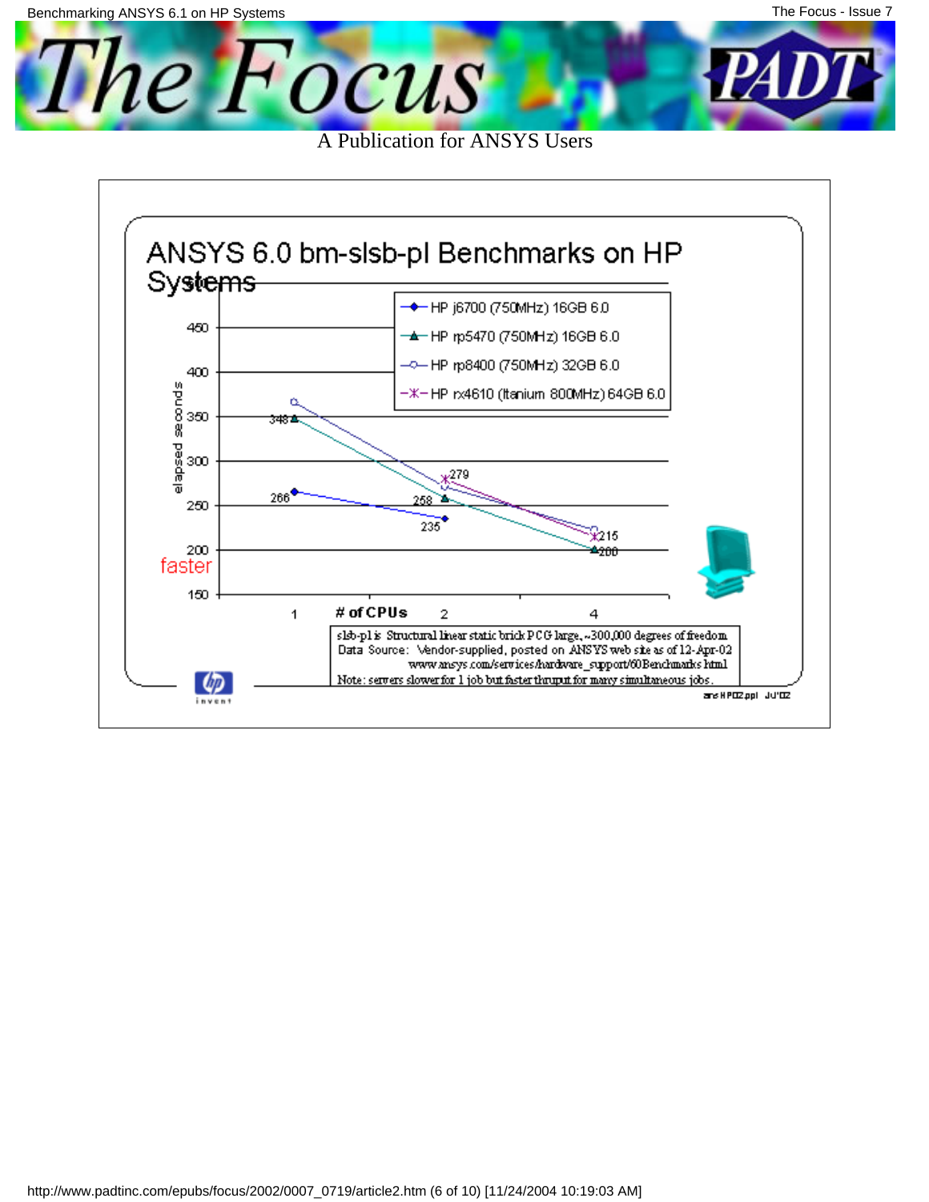## ANSYS 6.0 bm-slsb-pl Benchmarks on HP Systems

| # of CPUs | HP j6700 (750MHz) 16GB 6.0 | HP rp5470 (750MHz) 16GB 6.0 | HP rp8400 (750MHz) 32GB 6.0 | HP rx4610 (Itanium 800MHz) 64GB 6.0 |
|---|---|---|---|---|
| 1 | 266 | 348 | | |
| 2 | 235 | 258 | | 279 |
| 4 | | 200 | | 215 |

elapsed seconds (lower is faster)

slsb-pl is Structural linear static brick PCG large, ~300,000 degrees of freedom
Data Source: Vendor-supplied, posted on ANSYS web site as of 12-Apr-02
www.ansys.com/services/hardware_support/60Benchmarks.html
Note: servers slower for 1 job but faster thruput for many simultaneous jobs.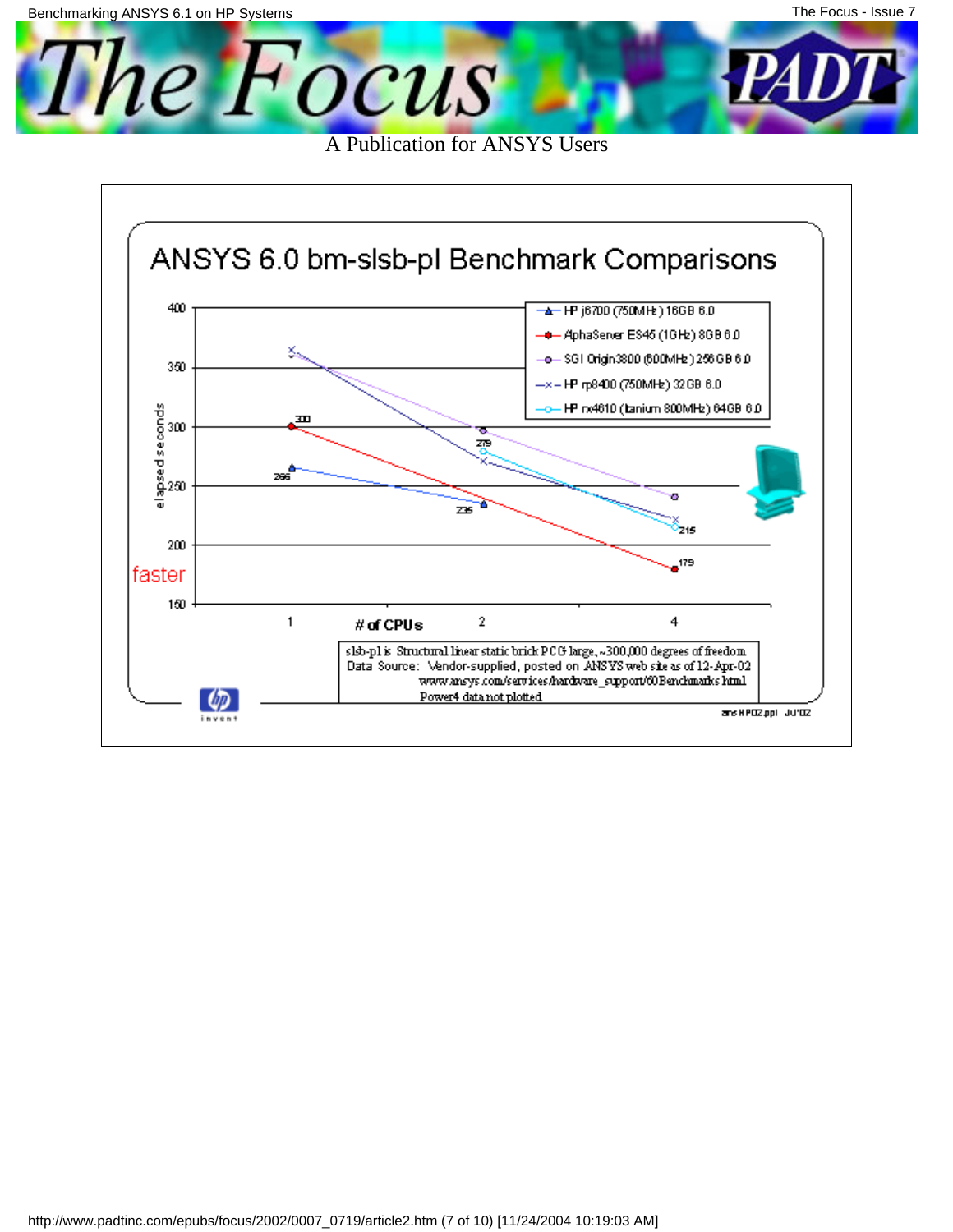## ANSYS 6.0 bm-slsb-pl Benchmark Comparisons

Legend:

- HP j6700 (750MHz) 16GB 6.0
- AlphaServer ES45 (1GHz) 8GB 6.0
- SGI Origin3800 (600MHz) 256GB 6.0
- HP rp8400 (750MHz) 32GB 6.0
- HP rx4610 (Itanium 800MHz) 64GB 6.0

Y-axis: elapsed seconds (150–400), "faster" toward lower values

X-axis: # of CPUs (1, 2, 4)

Data labels: 300, 266, 235, 279, 215, 179

slsb-pl is Structural linear static brick PCG large, ~300,000 degrees of freedom
Data Source: Vendor-supplied, posted on ANSYS web site as of 12-Apr-02
www.ansys.com/services/hardware_support/60Benchmarks.html
Power4 data not plotted

ans HP02.ppt Jul'02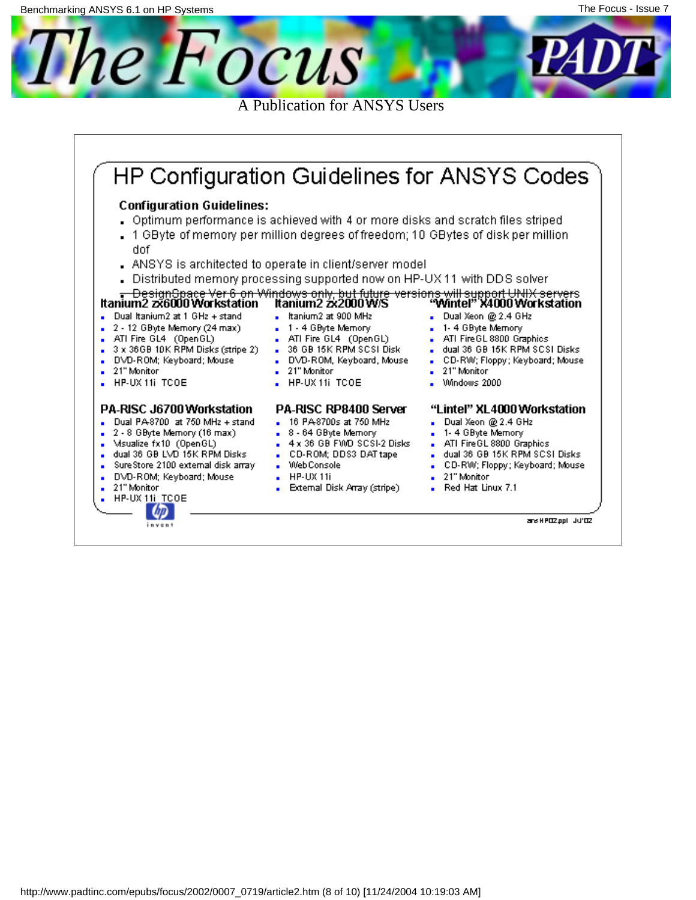# HP Configuration Guidelines for ANSYS Codes

**Configuration Guidelines:**

- Optimum performance is achieved with 4 or more disks and scratch files striped
- 1 GByte of memory per million degrees of freedom; 10 GBytes of disk per million dof
- ANSYS is architected to operate in client/server model
- Distributed memory processing supported now on HP-UX 11 with DDS solver
- DesignSpace Ver 6 on Windows only, but future versions will support UNIX servers

**Itanium2 zx6000 Workstation**

- Dual Itanium2 at 1 GHz + stand
- 2 - 12 GByte Memory (24 max)
- ATI Fire GL4 (OpenGL)
- 3 x 36GB 10K RPM Disks (stripe 2)
- DVD-ROM; Keyboard; Mouse
- 21" Monitor
- HP-UX 11i TCOE

**Itanium2 zx2000 W/S**

- Itanium2 at 900 MHz
- 1 - 4 GByte Memory
- ATI Fire GL4 (OpenGL)
- 36 GB 15K RPM SCSI Disk
- DVD-ROM, Keyboard, Mouse
- 21" Monitor
- HP-UX 11i TCOE

**"Wintel" X4000 Workstation**

- Dual Xeon @ 2.4 GHz
- 1- 4 GByte Memory
- ATI FireGL 8800 Graphics
- dual 36 GB 15K RPM SCSI Disks
- CD-RW; Floppy; Keyboard; Mouse
- 21" Monitor
- Windows 2000

**PA-RISC J6700 Workstation**

- Dual PA-8700 at 750 MHz + stand
- 2 - 8 GByte Memory (16 max)
- Visualize fx10 (OpenGL)
- dual 36 GB LVD 15K RPM Disks
- SureStore 2100 external disk array
- DVD-ROM; Keyboard; Mouse
- 21" Monitor
- HP-UX 11i TCOE

**PA-RISC RP8400 Server**

- 16 PA-8700s at 750 MHz
- 8 - 64 GByte Memory
- 4 x 36 GB FWD SCSI-2 Disks
- CD-ROM; DDS3 DAT tape
- WebConsole
- HP-UX 11i
- External Disk Array (stripe)

**"Lintel" XL4000 Workstation**

- Dual Xeon @ 2.4 GHz
- 1- 4 GByte Memory
- ATI FireGL 8800 Graphics
- dual 36 GB 15K RPM SCSI Disks
- CD-RW; Floppy; Keyboard; Mouse
- 21" Monitor
- Red Hat Linux 7.1

ans HP02.ppl Jul'02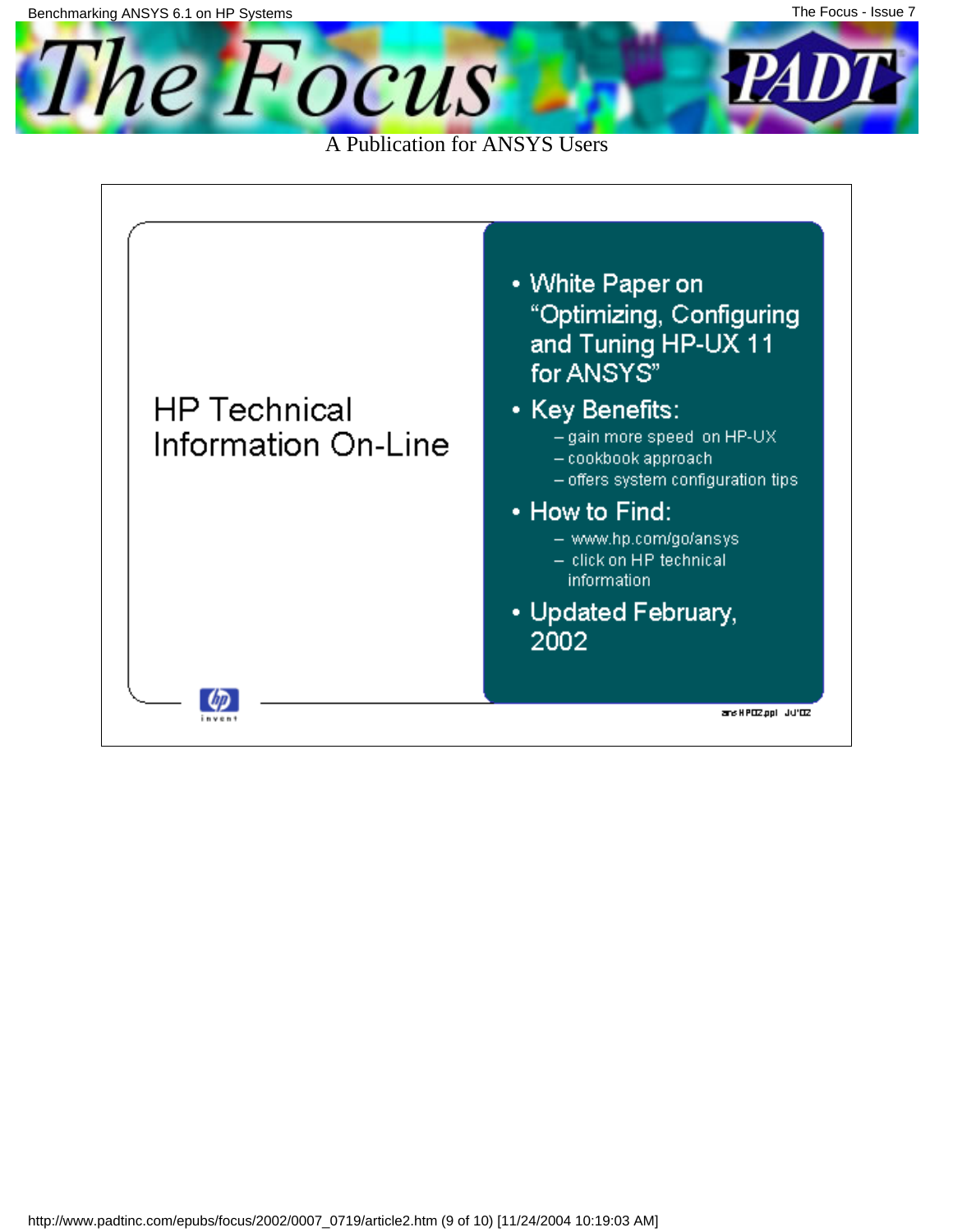A Publication for ANSYS Users

HP Technical Information On-Line

- White Paper on "Optimizing, Configuring and Tuning HP-UX 11 for ANSYS"
- Key Benefits:
  - gain more speed on HP-UX
  - cookbook approach
  - offers system configuration tips
- How to Find:
  - www.hp.com/go/ansys
  - click on HP technical information
- Updated February, 2002

ansHP02.ppl Jul'02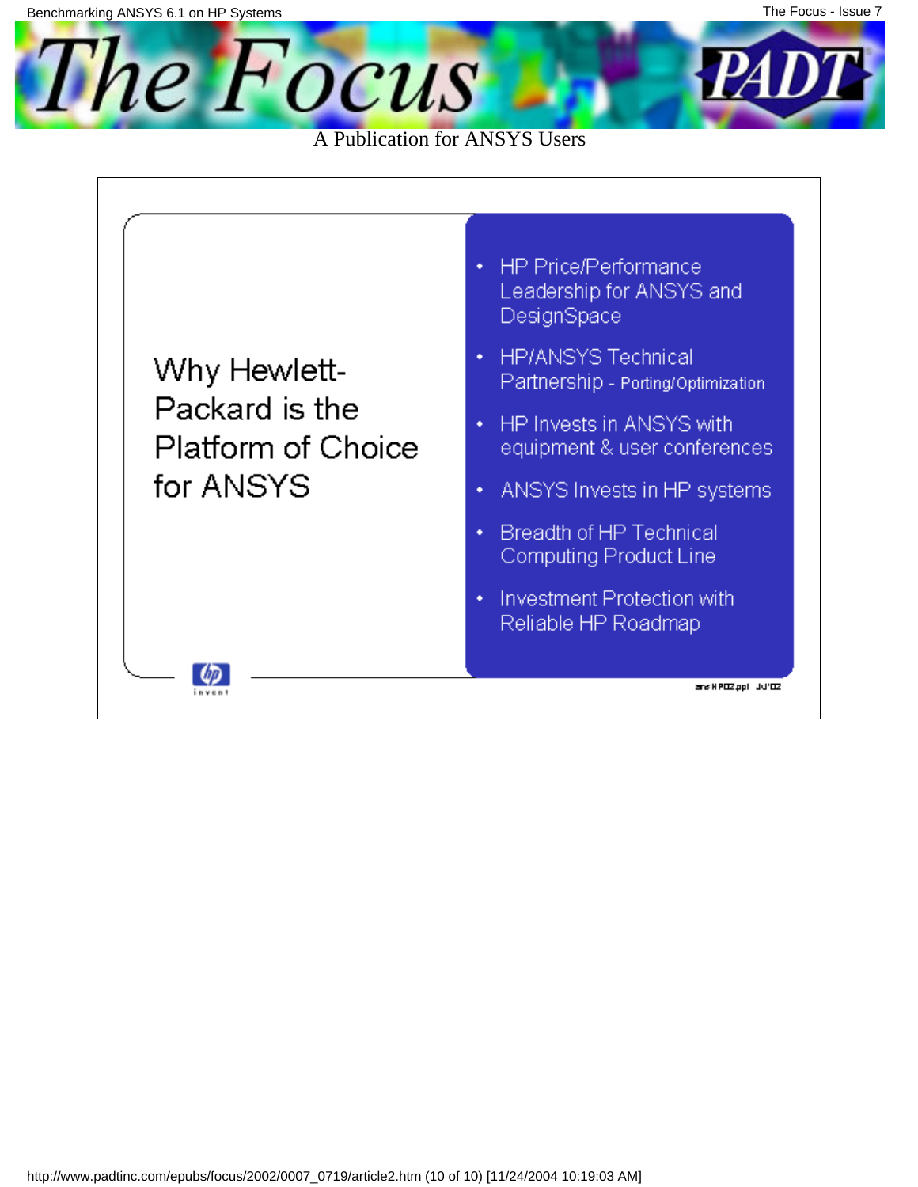Why Hewlett-Packard is the Platform of Choice for ANSYS

- HP Price/Performance Leadership for ANSYS and DesignSpace
- HP/ANSYS Technical Partnership - Porting/Optimization
- HP Invests in ANSYS with equipment & user conferences
- ANSYS Invests in HP systems
- Breadth of HP Technical Computing Product Line
- Investment Protection with Reliable HP Roadmap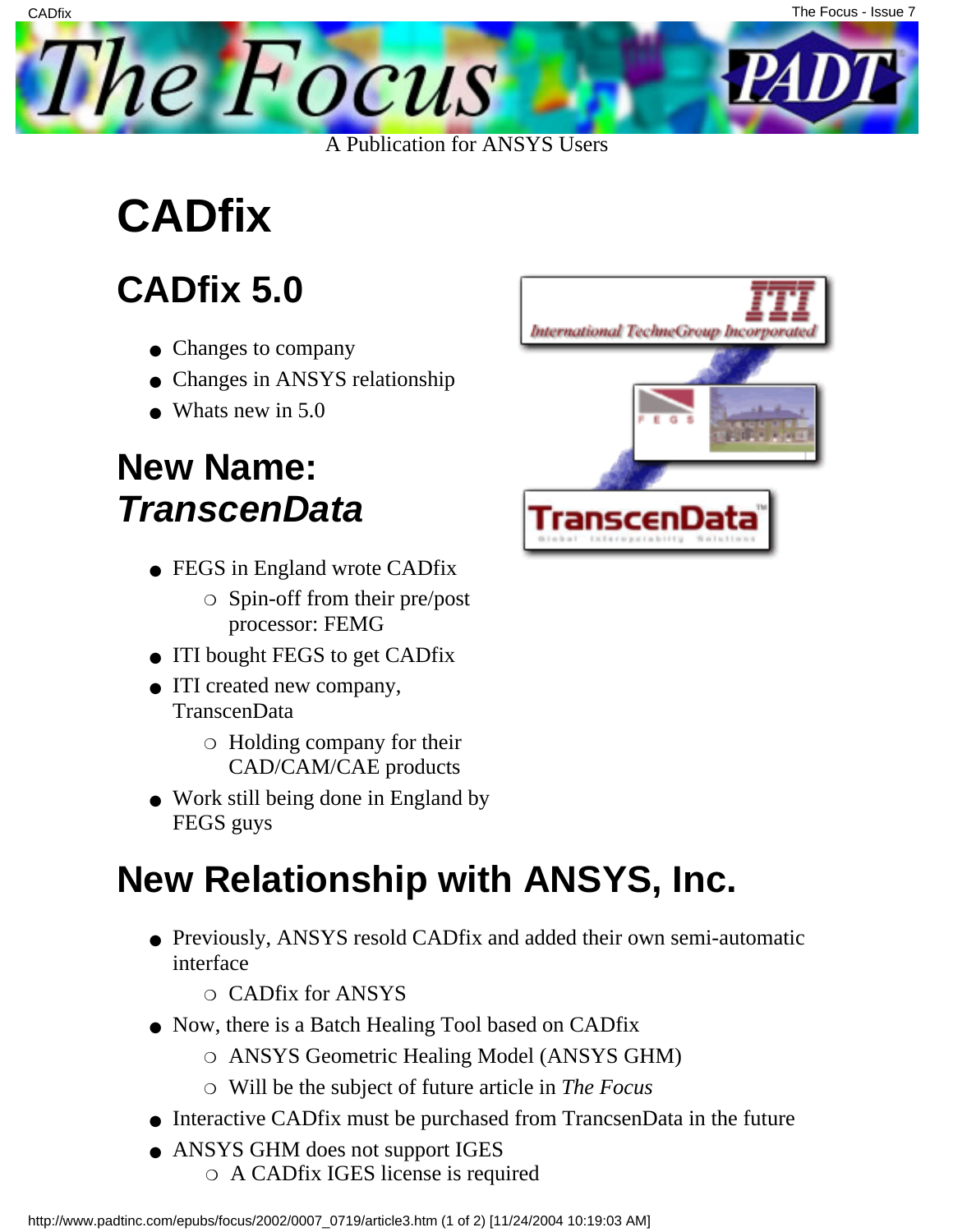# CADfix

## CADfix 5.0

- Changes to company
- Changes in ANSYS relationship
- Whats new in 5.0

## New Name: *TranscenData*

- FEGS in England wrote CADfix
  - Spin-off from their pre/post processor: FEMG
- ITI bought FEGS to get CADfix
- ITI created new company, TranscenData
  - Holding company for their CAD/CAM/CAE products
- Work still being done in England by FEGS guys

## New Relationship with ANSYS, Inc.

- Previously, ANSYS resold CADfix and added their own semi-automatic interface
  - CADfix for ANSYS
- Now, there is a Batch Healing Tool based on CADfix
  - ANSYS Geometric Healing Model (ANSYS GHM)
  - Will be the subject of future article in *The Focus*
- Interactive CADfix must be purchased from TrancsenData in the future
- ANSYS GHM does not support IGES
  - A CADfix IGES license is required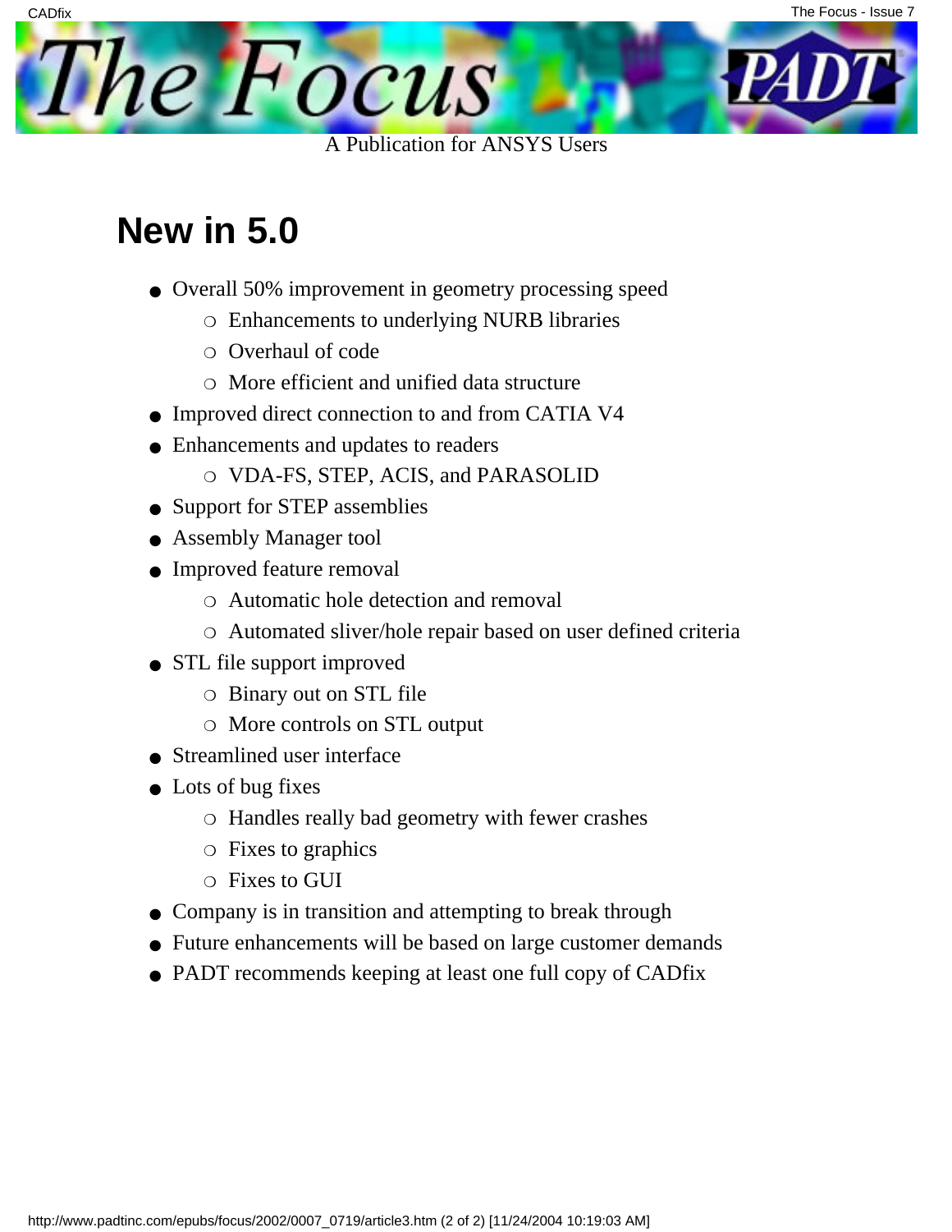## New in 5.0

- Overall 50% improvement in geometry processing speed
  - Enhancements to underlying NURB libraries
  - Overhaul of code
  - More efficient and unified data structure
- Improved direct connection to and from CATIA V4
- Enhancements and updates to readers
  - VDA-FS, STEP, ACIS, and PARASOLID
- Support for STEP assemblies
- Assembly Manager tool
- Improved feature removal
  - Automatic hole detection and removal
  - Automated sliver/hole repair based on user defined criteria
- STL file support improved
  - Binary out on STL file
  - More controls on STL output
- Streamlined user interface
- Lots of bug fixes
  - Handles really bad geometry with fewer crashes
  - Fixes to graphics
  - Fixes to GUI
- Company is in transition and attempting to break through
- Future enhancements will be based on large customer demands
- PADT recommends keeping at least one full copy of CADfix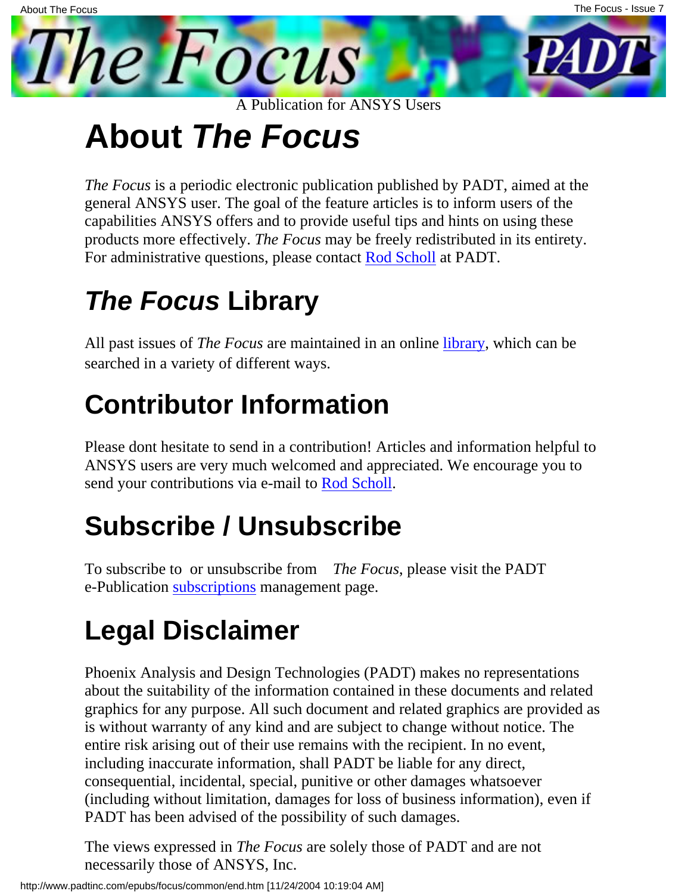A Publication for ANSYS Users

# About *The Focus*

*The Focus* is a periodic electronic publication published by PADT, aimed at the general ANSYS user. The goal of the feature articles is to inform users of the capabilities ANSYS offers and to provide useful tips and hints on using these products more effectively. *The Focus* may be freely redistributed in its entirety. For administrative questions, please contact Rod Scholl at PADT.

## *The Focus* Library

All past issues of *The Focus* are maintained in an online library, which can be searched in a variety of different ways.

## Contributor Information

Please dont hesitate to send in a contribution! Articles and information helpful to ANSYS users are very much welcomed and appreciated. We encourage you to send your contributions via e-mail to Rod Scholl.

## Subscribe / Unsubscribe

To subscribe to or unsubscribe from *The Focus*, please visit the PADT e-Publication subscriptions management page.

## Legal Disclaimer

Phoenix Analysis and Design Technologies (PADT) makes no representations about the suitability of the information contained in these documents and related graphics for any purpose. All such document and related graphics are provided as is without warranty of any kind and are subject to change without notice. The entire risk arising out of their use remains with the recipient. In no event, including inaccurate information, shall PADT be liable for any direct, consequential, incidental, special, punitive or other damages whatsoever (including without limitation, damages for loss of business information), even if PADT has been advised of the possibility of such damages.

The views expressed in *The Focus* are solely those of PADT and are not necessarily those of ANSYS, Inc.